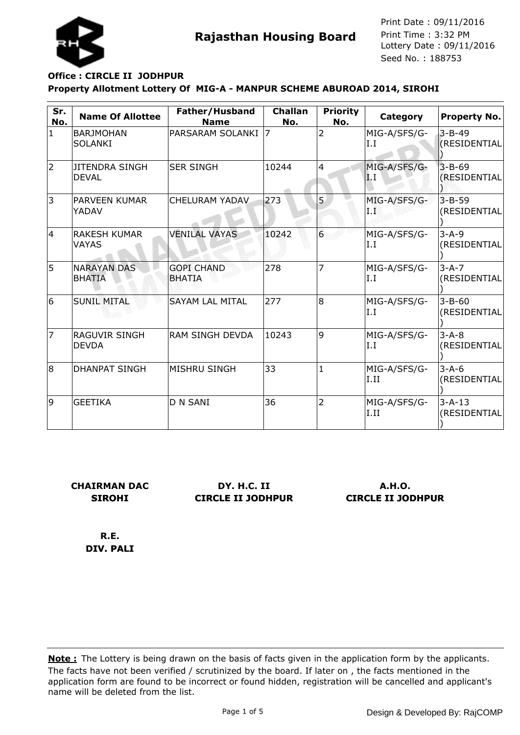# Rajasthan Housing Board

Print Date : 09/11/2016
Print Time : 3:32 PM
Lottery Date : 09/11/2016
Seed No. : 188753

**Office : CIRCLE II JODHPUR**

**Property Allotment Lottery Of MIG-A - MANPUR SCHEME ABUROAD 2014, SIROHI**

| Sr. No. | Name Of Allottee | Father/Husband Name | Challan No. | Priority No. | Category | Property No. |
|---|---|---|---|---|---|---|
| 1 | BARJMOHAN SOLANKI | PARSARAM SOLANKI | 7 | 2 | MIG-A/SFS/G-I.I | 3-B-49 (RESIDENTIAL) |
| 2 | JITENDRA SINGH DEVAL | SER SINGH | 10244 | 4 | MIG-A/SFS/G-I.I | 3-B-69 (RESIDENTIAL) |
| 3 | PARVEEN KUMAR YADAV | CHELURAM YADAV | 273 | 5 | MIG-A/SFS/G-I.I | 3-B-59 (RESIDENTIAL) |
| 4 | RAKESH KUMAR VAYAS | VENILAL VAYAS | 10242 | 6 | MIG-A/SFS/G-I.I | 3-A-9 (RESIDENTIAL) |
| 5 | NARAYAN DAS BHATIA | GOPI CHAND BHATIA | 278 | 7 | MIG-A/SFS/G-I.I | 3-A-7 (RESIDENTIAL) |
| 6 | SUNIL MITAL | SAYAM LAL MITAL | 277 | 8 | MIG-A/SFS/G-I.I | 3-B-60 (RESIDENTIAL) |
| 7 | RAGUVIR SINGH DEVDA | RAM SINGH DEVDA | 10243 | 9 | MIG-A/SFS/G-I.I | 3-A-8 (RESIDENTIAL) |
| 8 | DHANPAT SINGH | MISHRU SINGH | 33 | 1 | MIG-A/SFS/G-I.II | 3-A-6 (RESIDENTIAL) |
| 9 | GEETIKA | D N SANI | 36 | 2 | MIG-A/SFS/G-I.II | 3-A-13 (RESIDENTIAL) |

**CHAIRMAN DAC SIROHI**

**DY. H.C. II CIRCLE II JODHPUR**

**A.H.O. CIRCLE II JODHPUR**

**R.E. DIV. PALI**

**Note :** The Lottery is being drawn on the basis of facts given in the application form by the applicants. The facts have not been verified / scrutinized by the board. If later on , the facts mentioned in the application form are found to be incorrect or found hidden, registration will be cancelled and applicant's name will be deleted from the list.

Design & Developed By: RajCOMP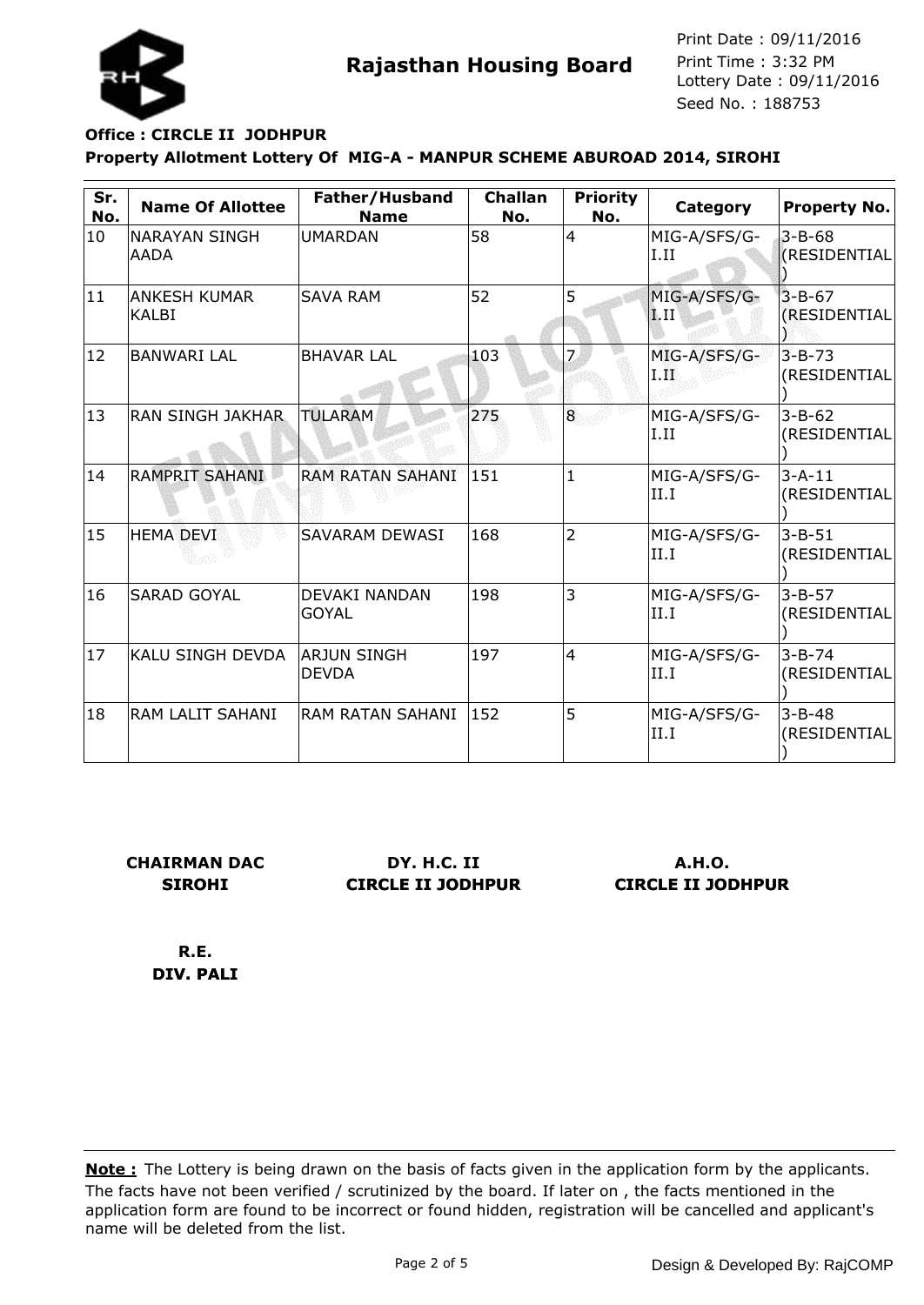**Rajasthan Housing Board**

Print Date : 09/11/2016
Print Time : 3:32 PM
Lottery Date : 09/11/2016
Seed No. : 188753

**Office : CIRCLE II JODHPUR**

**Property Allotment Lottery Of MIG-A - MANPUR SCHEME ABUROAD 2014, SIROHI**

| Sr. No. | Name Of Allottee | Father/Husband Name | Challan No. | Priority No. | Category | Property No. |
|---|---|---|---|---|---|---|
| 10 | NARAYAN SINGH AADA | UMARDAN | 58 | 4 | MIG-A/SFS/G-I.II | 3-B-68 (RESIDENTIAL) |
| 11 | ANKESH KUMAR KALBI | SAVA RAM | 52 | 5 | MIG-A/SFS/G-I.II | 3-B-67 (RESIDENTIAL) |
| 12 | BANWARI LAL | BHAVAR LAL | 103 | 7 | MIG-A/SFS/G-I.II | 3-B-73 (RESIDENTIAL) |
| 13 | RAN SINGH JAKHAR | TULARAM | 275 | 8 | MIG-A/SFS/G-I.II | 3-B-62 (RESIDENTIAL) |
| 14 | RAMPRIT SAHANI | RAM RATAN SAHANI | 151 | 1 | MIG-A/SFS/G-II.I | 3-A-11 (RESIDENTIAL) |
| 15 | HEMA DEVI | SAVARAM DEWASI | 168 | 2 | MIG-A/SFS/G-II.I | 3-B-51 (RESIDENTIAL) |
| 16 | SARAD GOYAL | DEVAKI NANDAN GOYAL | 198 | 3 | MIG-A/SFS/G-II.I | 3-B-57 (RESIDENTIAL) |
| 17 | KALU SINGH DEVDA | ARJUN SINGH DEVDA | 197 | 4 | MIG-A/SFS/G-II.I | 3-B-74 (RESIDENTIAL) |
| 18 | RAM LALIT SAHANI | RAM RATAN SAHANI | 152 | 5 | MIG-A/SFS/G-II.I | 3-B-48 (RESIDENTIAL) |

**CHAIRMAN DAC SIROHI**

**DY. H.C. II CIRCLE II JODHPUR**

**A.H.O. CIRCLE II JODHPUR**

**R.E. DIV. PALI**

**Note :** The Lottery is being drawn on the basis of facts given in the application form by the applicants. The facts have not been verified / scrutinized by the board. If later on , the facts mentioned in the application form are found to be incorrect or found hidden, registration will be cancelled and applicant's name will be deleted from the list.

Design & Developed By: RajCOMP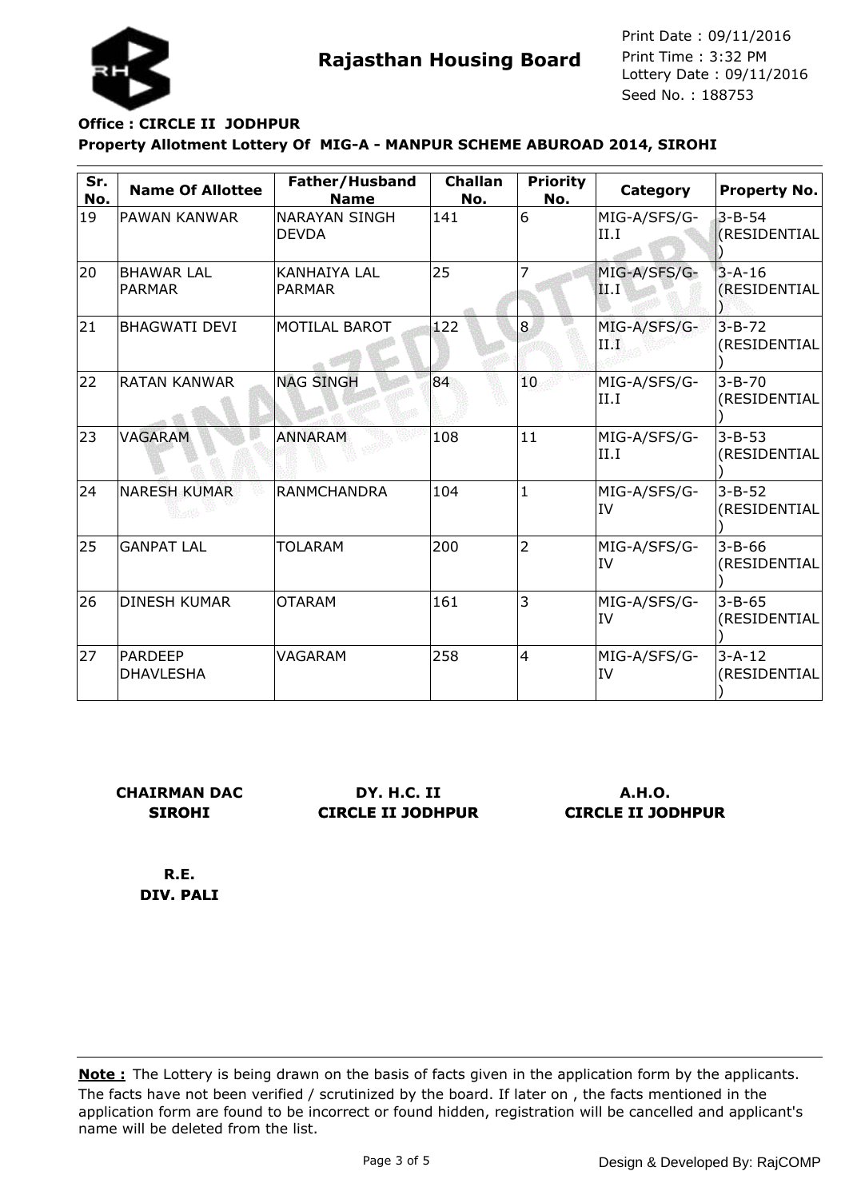# Rajasthan Housing Board

Print Date : 09/11/2016
Print Time : 3:32 PM
Lottery Date : 09/11/2016
Seed No. : 188753

**Office : CIRCLE II JODHPUR**

**Property Allotment Lottery Of MIG-A - MANPUR SCHEME ABUROAD 2014, SIROHI**

| Sr. No. | Name Of Allottee | Father/Husband Name | Challan No. | Priority No. | Category | Property No. |
|---|---|---|---|---|---|---|
| 19 | PAWAN KANWAR | NARAYAN SINGH DEVDA | 141 | 6 | MIG-A/SFS/G-II.I | 3-B-54 (RESIDENTIAL) |
| 20 | BHAWAR LAL PARMAR | KANHAIYA LAL PARMAR | 25 | 7 | MIG-A/SFS/G-II.I | 3-A-16 (RESIDENTIAL) |
| 21 | BHAGWATI DEVI | MOTILAL BAROT | 122 | 8 | MIG-A/SFS/G-II.I | 3-B-72 (RESIDENTIAL) |
| 22 | RATAN KANWAR | NAG SINGH | 84 | 10 | MIG-A/SFS/G-II.I | 3-B-70 (RESIDENTIAL) |
| 23 | VAGARAM | ANNARAM | 108 | 11 | MIG-A/SFS/G-II.I | 3-B-53 (RESIDENTIAL) |
| 24 | NARESH KUMAR | RANMCHANDRA | 104 | 1 | MIG-A/SFS/G-IV | 3-B-52 (RESIDENTIAL) |
| 25 | GANPAT LAL | TOLARAM | 200 | 2 | MIG-A/SFS/G-IV | 3-B-66 (RESIDENTIAL) |
| 26 | DINESH KUMAR | OTARAM | 161 | 3 | MIG-A/SFS/G-IV | 3-B-65 (RESIDENTIAL) |
| 27 | PARDEEP DHAVLESHA | VAGARAM | 258 | 4 | MIG-A/SFS/G-IV | 3-A-12 (RESIDENTIAL) |

**CHAIRMAN DAC SIROHI**

**DY. H.C. II CIRCLE II JODHPUR**

**A.H.O. CIRCLE II JODHPUR**

**R.E. DIV. PALI**

**Note :** The Lottery is being drawn on the basis of facts given in the application form by the applicants. The facts have not been verified / scrutinized by the board. If later on , the facts mentioned in the application form are found to be incorrect or found hidden, registration will be cancelled and applicant's name will be deleted from the list.

Design & Developed By: RajCOMP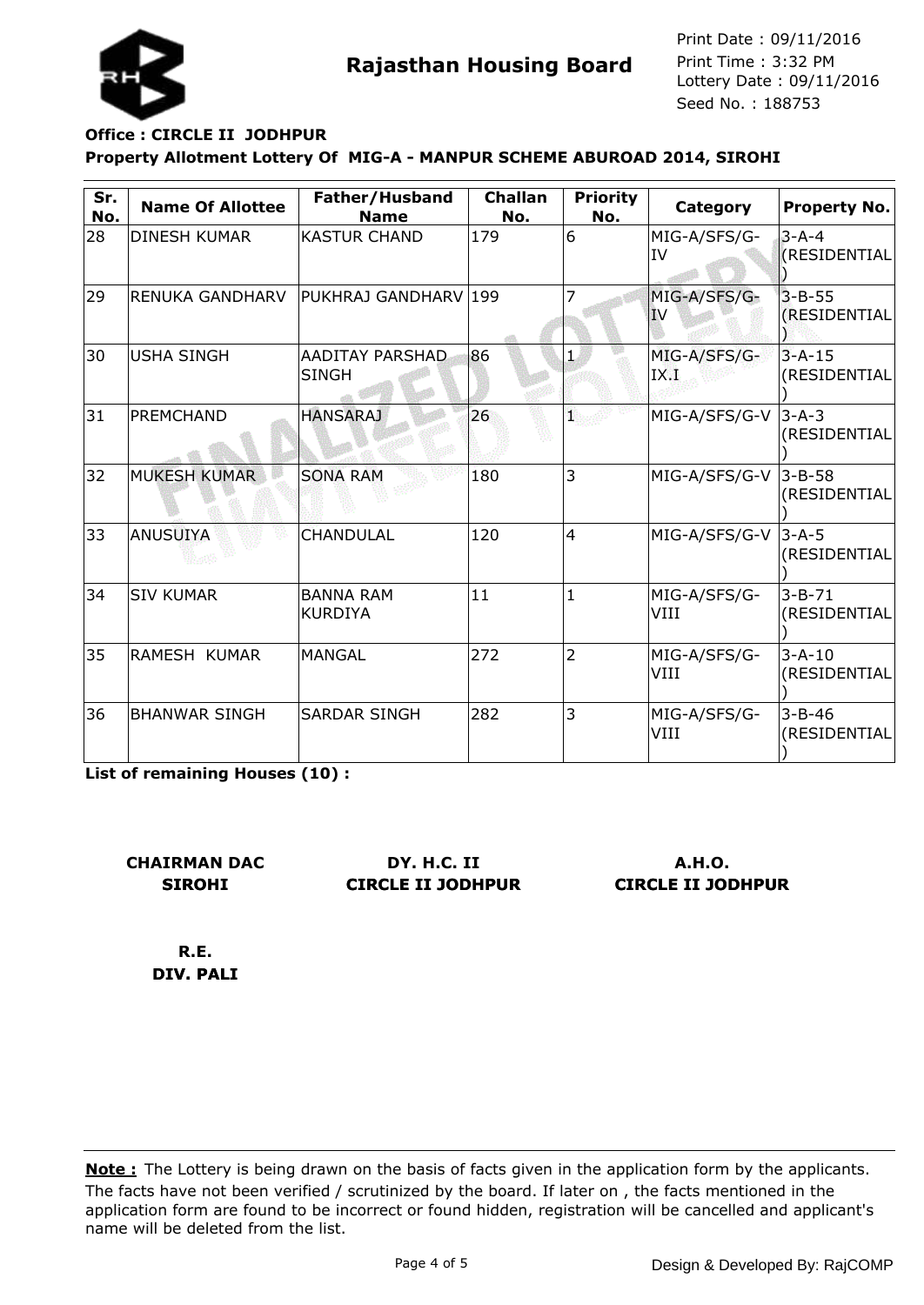**Rajasthan Housing Board**

Print Date : 09/11/2016
Print Time : 3:32 PM
Lottery Date : 09/11/2016
Seed No. : 188753

**Office : CIRCLE II JODHPUR**

**Property Allotment Lottery Of MIG-A - MANPUR SCHEME ABUROAD 2014, SIROHI**

| Sr. No. | Name Of Allottee | Father/Husband Name | Challan No. | Priority No. | Category | Property No. |
|---|---|---|---|---|---|---|
| 28 | DINESH KUMAR | KASTUR CHAND | 179 | 6 | MIG-A/SFS/G-IV | 3-A-4 (RESIDENTIAL) |
| 29 | RENUKA GANDHARV | PUKHRAJ GANDHARV | 199 | 7 | MIG-A/SFS/G-IV | 3-B-55 (RESIDENTIAL) |
| 30 | USHA SINGH | AADITAY PARSHAD SINGH | 86 | 1 | MIG-A/SFS/G-IX.I | 3-A-15 (RESIDENTIAL) |
| 31 | PREMCHAND | HANSARAJ | 26 | 1 | MIG-A/SFS/G-V | 3-A-3 (RESIDENTIAL) |
| 32 | MUKESH KUMAR | SONA RAM | 180 | 3 | MIG-A/SFS/G-V | 3-B-58 (RESIDENTIAL) |
| 33 | ANUSUIYA | CHANDULAL | 120 | 4 | MIG-A/SFS/G-V | 3-A-5 (RESIDENTIAL) |
| 34 | SIV KUMAR | BANNA RAM KURDIYA | 11 | 1 | MIG-A/SFS/G-VIII | 3-B-71 (RESIDENTIAL) |
| 35 | RAMESH KUMAR | MANGAL | 272 | 2 | MIG-A/SFS/G-VIII | 3-A-10 (RESIDENTIAL) |
| 36 | BHANWAR SINGH | SARDAR SINGH | 282 | 3 | MIG-A/SFS/G-VIII | 3-B-46 (RESIDENTIAL) |

**List of remaining Houses (10) :**

**CHAIRMAN DAC**
**SIROHI**

**DY. H.C. II**
**CIRCLE II JODHPUR**

**A.H.O.**
**CIRCLE II JODHPUR**

**R.E.**
**DIV. PALI**

**Note :** The Lottery is being drawn on the basis of facts given in the application form by the applicants. The facts have not been verified / scrutinized by the board. If later on , the facts mentioned in the application form are found to be incorrect or found hidden, registration will be cancelled and applicant's name will be deleted from the list.

Design & Developed By: RajCOMP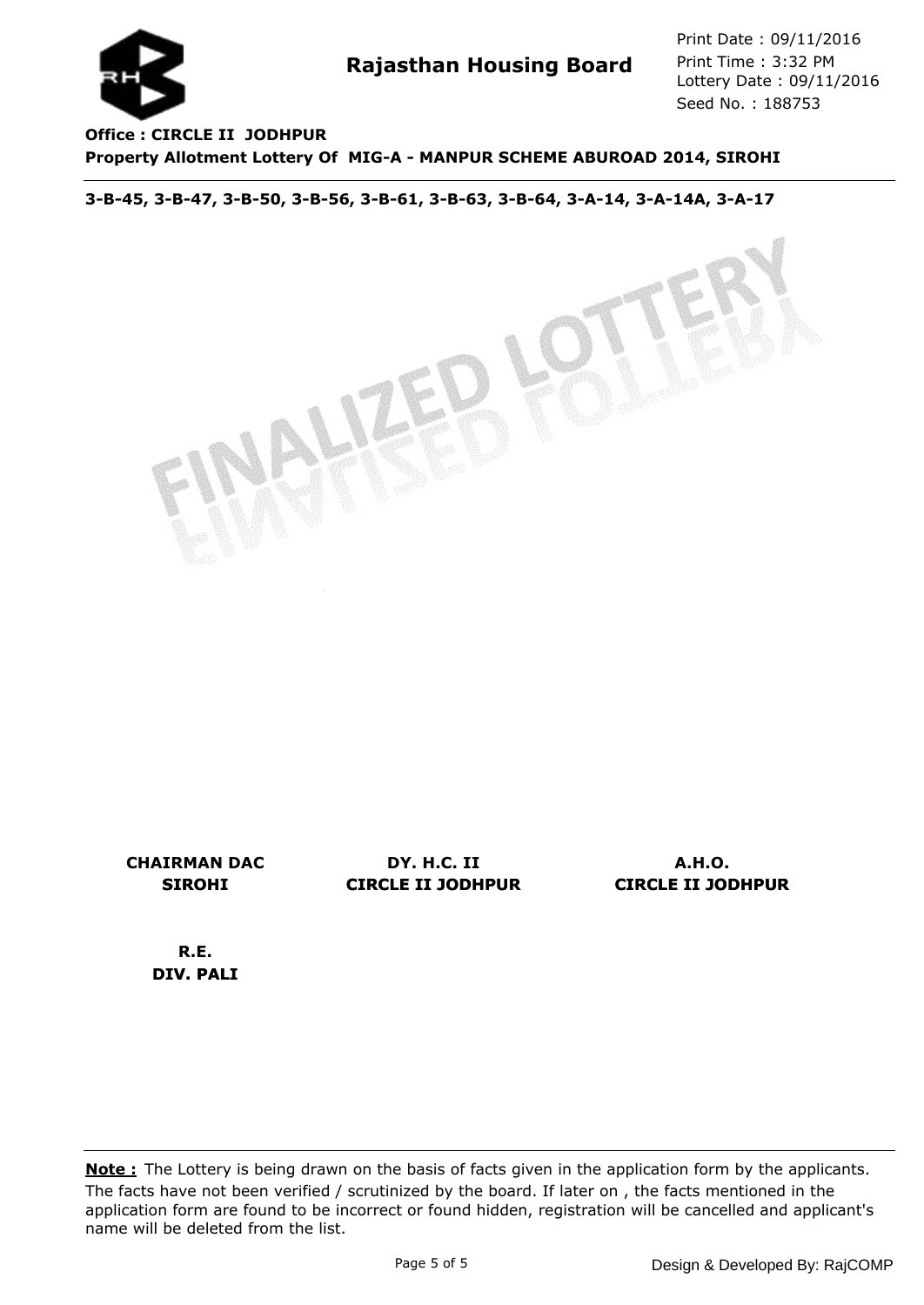**Office : CIRCLE II JODHPUR**

**Property Allotment Lottery Of MIG-A - MANPUR SCHEME ABUROAD 2014, SIROHI**

Print Date : 09/11/2016
Print Time : 3:32 PM
Lottery Date : 09/11/2016
Seed No. : 188753

**3-B-45, 3-B-47, 3-B-50, 3-B-56, 3-B-61, 3-B-63, 3-B-64, 3-A-14, 3-A-14A, 3-A-17**

FINALIZED LOTTERY

**CHAIRMAN DAC**
**SIROHI**

**DY. H.C. II**
**CIRCLE II JODHPUR**

**A.H.O.**
**CIRCLE II JODHPUR**

**R.E.**
**DIV. PALI**

**Note :** The Lottery is being drawn on the basis of facts given in the application form by the applicants. The facts have not been verified / scrutinized by the board. If later on , the facts mentioned in the application form are found to be incorrect or found hidden, registration will be cancelled and applicant's name will be deleted from the list.

Design & Developed By: RajCOMP